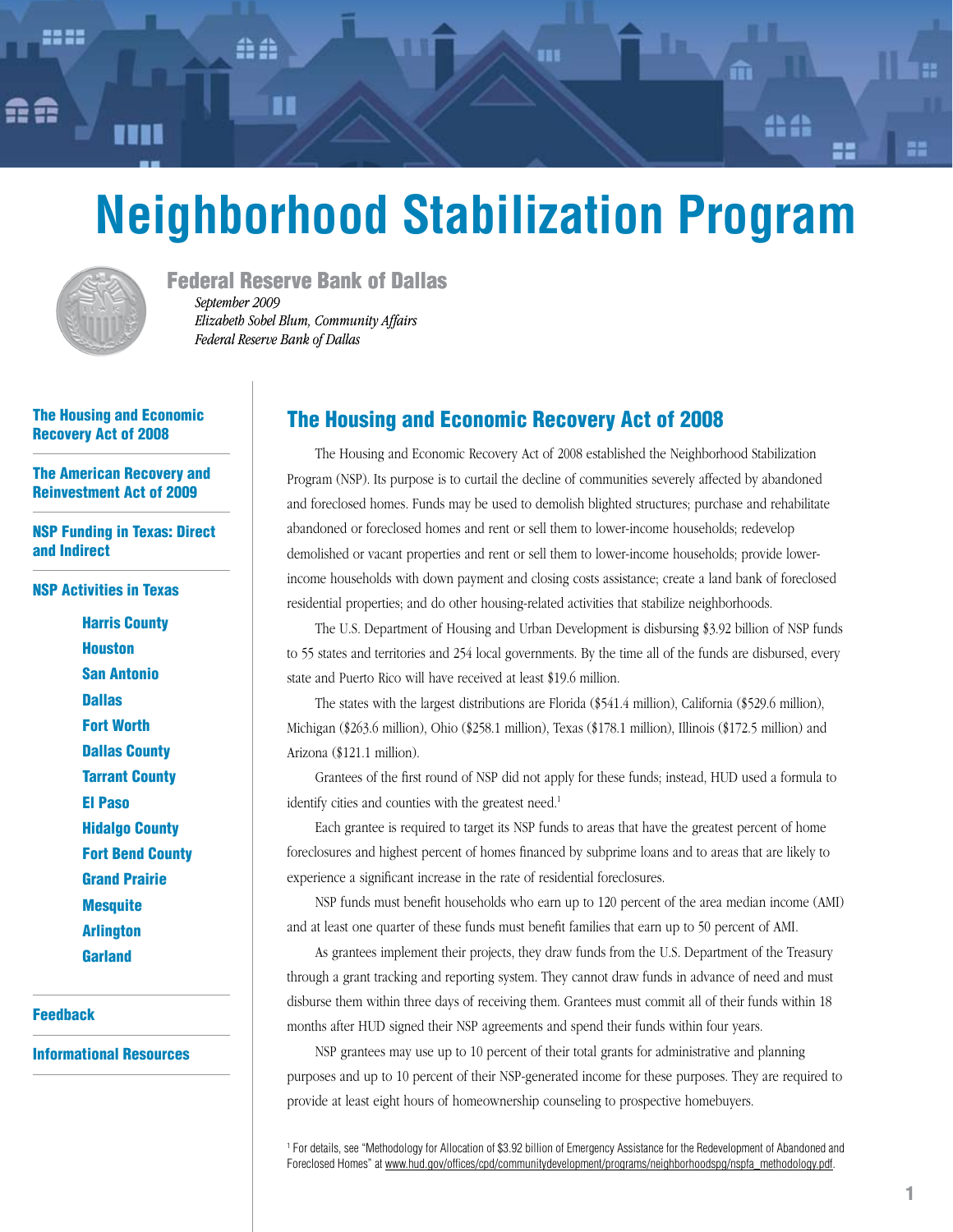# Neighborhood Stabilization Program

**Federal Reserve Bank of Dallas**

*September 2009*
*Elizabeth Sobel Blum, Community Affairs*
*Federal Reserve Bank of Dallas*

- The Housing and Economic Recovery Act of 2008
- The American Recovery and Reinvestment Act of 2009
- NSP Funding in Texas: Direct and Indirect
- NSP Activities in Texas
  - Harris County
  - Houston
  - San Antonio
  - Dallas
  - Fort Worth
  - Dallas County
  - Tarrant County
  - El Paso
  - Hidalgo County
  - Fort Bend County
  - Grand Prairie
  - Mesquite
  - Arlington
  - Garland
- Feedback
- Informational Resources

## The Housing and Economic Recovery Act of 2008

The Housing and Economic Recovery Act of 2008 established the Neighborhood Stabilization Program (NSP). Its purpose is to curtail the decline of communities severely affected by abandoned and foreclosed homes. Funds may be used to demolish blighted structures; purchase and rehabilitate abandoned or foreclosed homes and rent or sell them to lower-income households; redevelop demolished or vacant properties and rent or sell them to lower-income households; provide lower-income households with down payment and closing costs assistance; create a land bank of foreclosed residential properties; and do other housing-related activities that stabilize neighborhoods.

The U.S. Department of Housing and Urban Development is disbursing $3.92 billion of NSP funds to 55 states and territories and 254 local governments. By the time all of the funds are disbursed, every state and Puerto Rico will have received at least $19.6 million.

The states with the largest distributions are Florida ($541.4 million), California ($529.6 million), Michigan ($263.6 million), Ohio ($258.1 million), Texas ($178.1 million), Illinois ($172.5 million) and Arizona ($121.1 million).

Grantees of the first round of NSP did not apply for these funds; instead, HUD used a formula to identify cities and counties with the greatest need.[1]

Each grantee is required to target its NSP funds to areas that have the greatest percent of home foreclosures and highest percent of homes financed by subprime loans and to areas that are likely to experience a significant increase in the rate of residential foreclosures.

NSP funds must benefit households who earn up to 120 percent of the area median income (AMI) and at least one quarter of these funds must benefit families that earn up to 50 percent of AMI.

As grantees implement their projects, they draw funds from the U.S. Department of the Treasury through a grant tracking and reporting system. They cannot draw funds in advance of need and must disburse them within three days of receiving them. Grantees must commit all of their funds within 18 months after HUD signed their NSP agreements and spend their funds within four years.

NSP grantees may use up to 10 percent of their total grants for administrative and planning purposes and up to 10 percent of their NSP-generated income for these purposes. They are required to provide at least eight hours of homeownership counseling to prospective homebuyers.

[1] For details, see "Methodology for Allocation of $3.92 billion of Emergency Assistance for the Redevelopment of Abandoned and Foreclosed Homes" at www.hud.gov/offices/cpd/communitydevelopment/programs/neighborhoodspg/nspfa_methodology.pdf.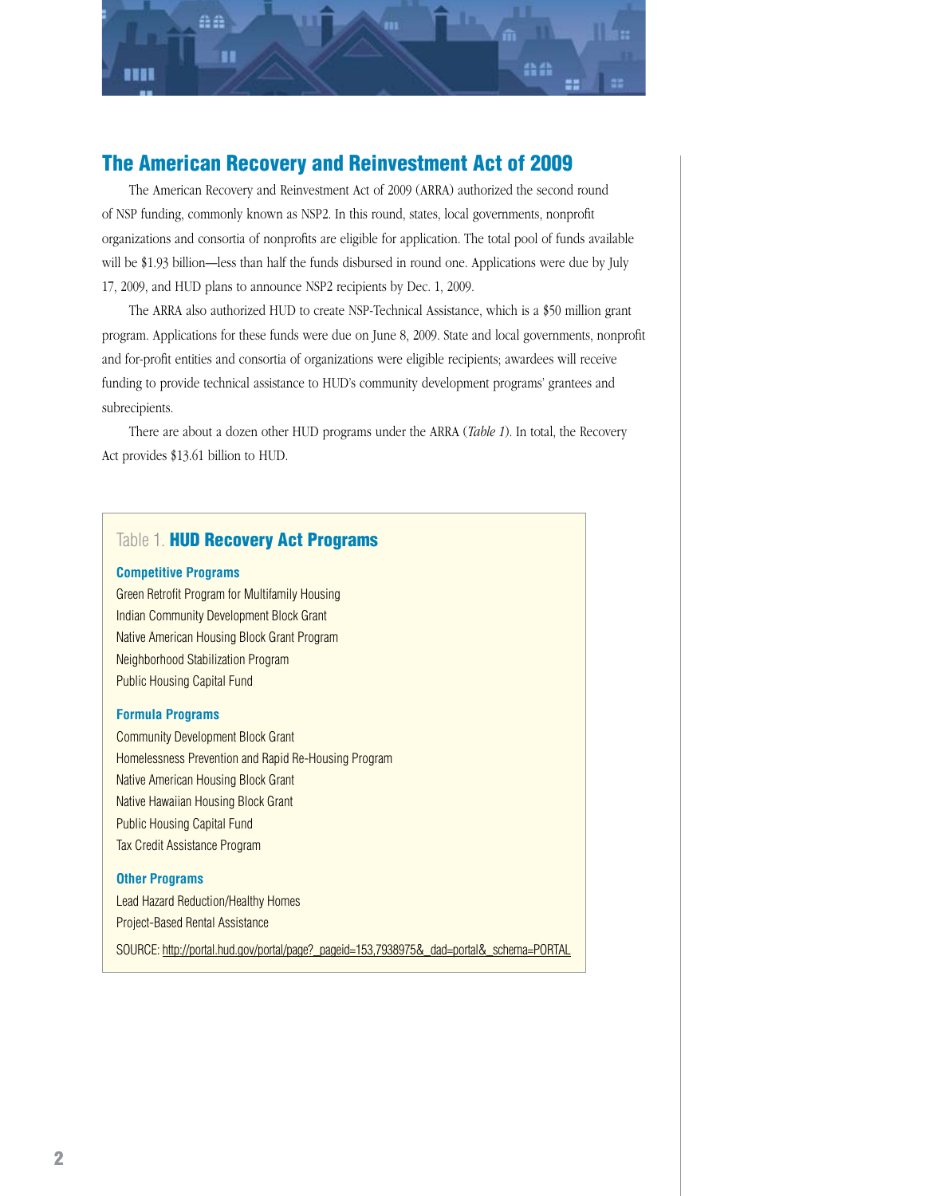## The American Recovery and Reinvestment Act of 2009

The American Recovery and Reinvestment Act of 2009 (ARRA) authorized the second round of NSP funding, commonly known as NSP2. In this round, states, local governments, nonprofit organizations and consortia of nonprofits are eligible for application. The total pool of funds available will be $1.93 billion—less than half the funds disbursed in round one. Applications were due by July 17, 2009, and HUD plans to announce NSP2 recipients by Dec. 1, 2009.

The ARRA also authorized HUD to create NSP-Technical Assistance, which is a $50 million grant program. Applications for these funds were due on June 8, 2009. State and local governments, nonprofit and for-profit entities and consortia of organizations were eligible recipients; awardees will receive funding to provide technical assistance to HUD's community development programs' grantees and subrecipients.

There are about a dozen other HUD programs under the ARRA (*Table 1*). In total, the Recovery Act provides $13.61 billion to HUD.

### Table 1. **HUD Recovery Act Programs**

**Competitive Programs**

Green Retrofit Program for Multifamily Housing
Indian Community Development Block Grant
Native American Housing Block Grant Program
Neighborhood Stabilization Program
Public Housing Capital Fund

**Formula Programs**

Community Development Block Grant
Homelessness Prevention and Rapid Re-Housing Program
Native American Housing Block Grant
Native Hawaiian Housing Block Grant
Public Housing Capital Fund
Tax Credit Assistance Program

**Other Programs**

Lead Hazard Reduction/Healthy Homes
Project-Based Rental Assistance

SOURCE: http://portal.hud.gov/portal/page?_pageid=153,7938975&_dad=portal&_schema=PORTAL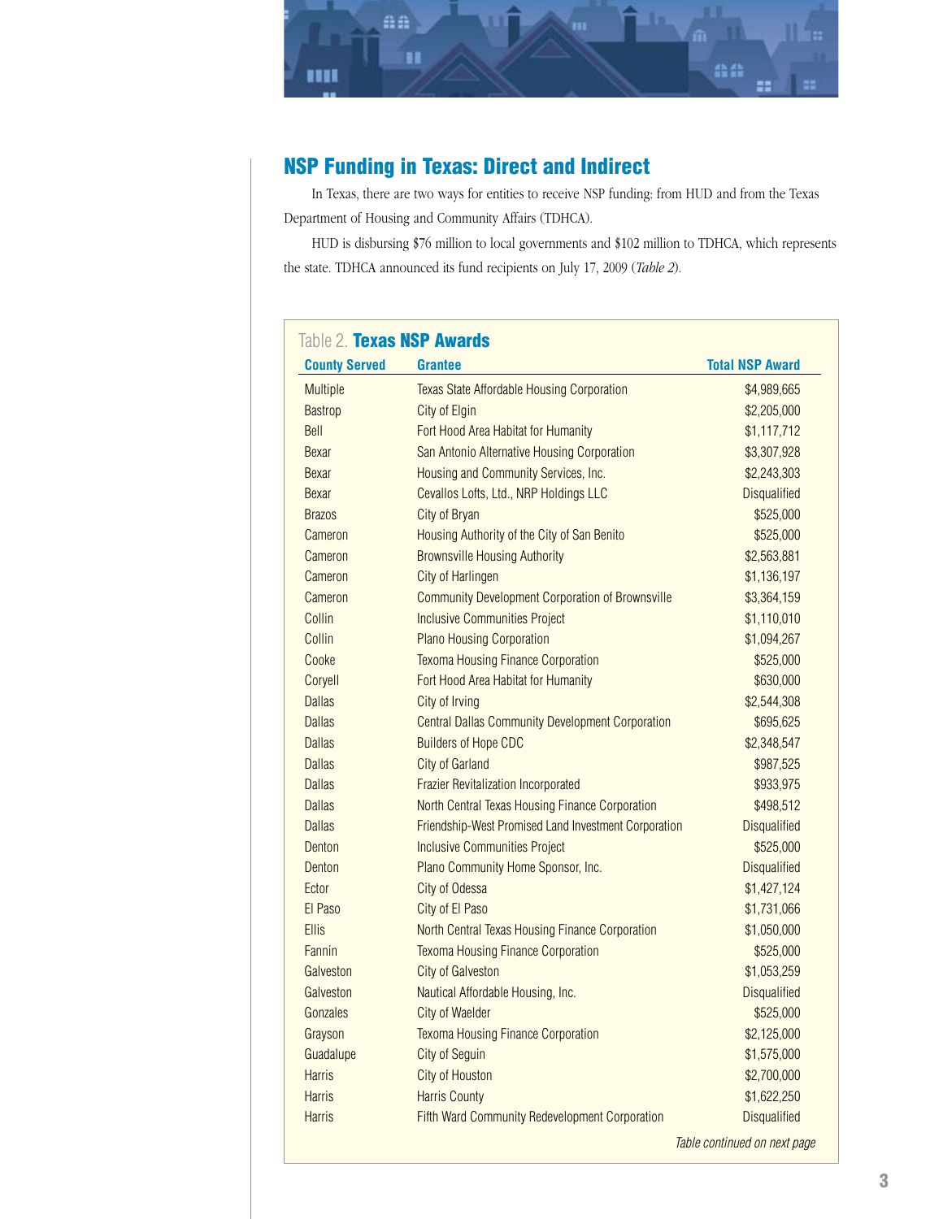## NSP Funding in Texas: Direct and Indirect

In Texas, there are two ways for entities to receive NSP funding: from HUD and from the Texas Department of Housing and Community Affairs (TDHCA).

HUD is disbursing $76 million to local governments and $102 million to TDHCA, which represents the state. TDHCA announced its fund recipients on July 17, 2009 (*Table 2*).

Table 2. **Texas NSP Awards**

| County Served | Grantee | Total NSP Award |
|---|---|---|
| Multiple | Texas State Affordable Housing Corporation | $4,989,665 |
| Bastrop | City of Elgin | $2,205,000 |
| Bell | Fort Hood Area Habitat for Humanity | $1,117,712 |
| Bexar | San Antonio Alternative Housing Corporation | $3,307,928 |
| Bexar | Housing and Community Services, Inc. | $2,243,303 |
| Bexar | Cevallos Lofts, Ltd., NRP Holdings LLC | Disqualified |
| Brazos | City of Bryan | $525,000 |
| Cameron | Housing Authority of the City of San Benito | $525,000 |
| Cameron | Brownsville Housing Authority | $2,563,881 |
| Cameron | City of Harlingen | $1,136,197 |
| Cameron | Community Development Corporation of Brownsville | $3,364,159 |
| Collin | Inclusive Communities Project | $1,110,010 |
| Collin | Plano Housing Corporation | $1,094,267 |
| Cooke | Texoma Housing Finance Corporation | $525,000 |
| Coryell | Fort Hood Area Habitat for Humanity | $630,000 |
| Dallas | City of Irving | $2,544,308 |
| Dallas | Central Dallas Community Development Corporation | $695,625 |
| Dallas | Builders of Hope CDC | $2,348,547 |
| Dallas | City of Garland | $987,525 |
| Dallas | Frazier Revitalization Incorporated | $933,975 |
| Dallas | North Central Texas Housing Finance Corporation | $498,512 |
| Dallas | Friendship-West Promised Land Investment Corporation | Disqualified |
| Denton | Inclusive Communities Project | $525,000 |
| Denton | Plano Community Home Sponsor, Inc. | Disqualified |
| Ector | City of Odessa | $1,427,124 |
| El Paso | City of El Paso | $1,731,066 |
| Ellis | North Central Texas Housing Finance Corporation | $1,050,000 |
| Fannin | Texoma Housing Finance Corporation | $525,000 |
| Galveston | City of Galveston | $1,053,259 |
| Galveston | Nautical Affordable Housing, Inc. | Disqualified |
| Gonzales | City of Waelder | $525,000 |
| Grayson | Texoma Housing Finance Corporation | $2,125,000 |
| Guadalupe | City of Seguin | $1,575,000 |
| Harris | City of Houston | $2,700,000 |
| Harris | Harris County | $1,622,250 |
| Harris | Fifth Ward Community Redevelopment Corporation | Disqualified |

*Table continued on next page*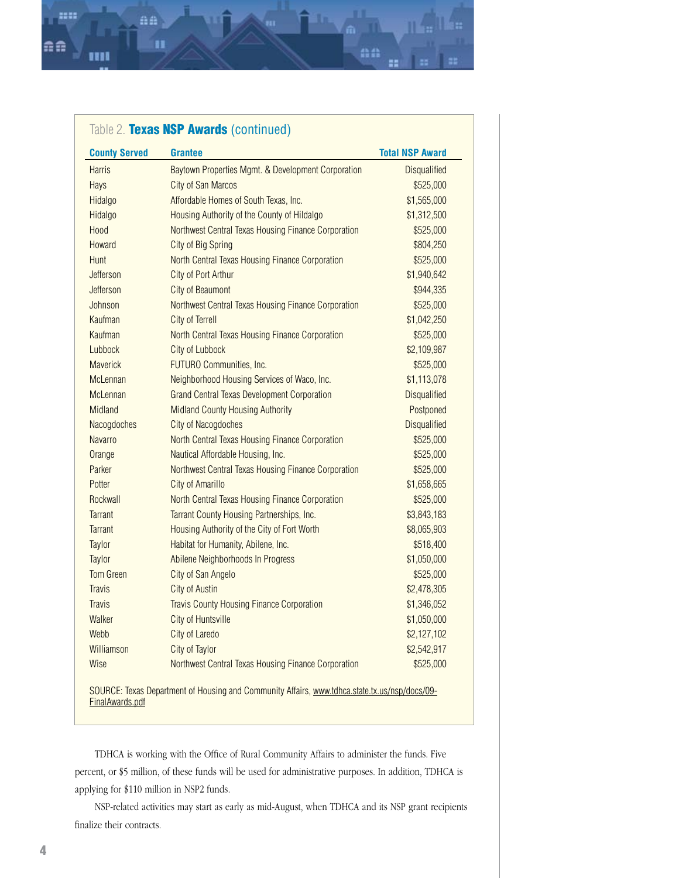Table 2. **Texas NSP Awards** (continued)

| County Served | Grantee | Total NSP Award |
|---|---|---|
| Harris | Baytown Properties Mgmt. & Development Corporation | Disqualified |
| Hays | City of San Marcos | $525,000 |
| Hidalgo | Affordable Homes of South Texas, Inc. | $1,565,000 |
| Hidalgo | Housing Authority of the County of Hildalgo | $1,312,500 |
| Hood | Northwest Central Texas Housing Finance Corporation | $525,000 |
| Howard | City of Big Spring | $804,250 |
| Hunt | North Central Texas Housing Finance Corporation | $525,000 |
| Jefferson | City of Port Arthur | $1,940,642 |
| Jefferson | City of Beaumont | $944,335 |
| Johnson | Northwest Central Texas Housing Finance Corporation | $525,000 |
| Kaufman | City of Terrell | $1,042,250 |
| Kaufman | North Central Texas Housing Finance Corporation | $525,000 |
| Lubbock | City of Lubbock | $2,109,987 |
| Maverick | FUTURO Communities, Inc. | $525,000 |
| McLennan | Neighborhood Housing Services of Waco, Inc. | $1,113,078 |
| McLennan | Grand Central Texas Development Corporation | Disqualified |
| Midland | Midland County Housing Authority | Postponed |
| Nacogdoches | City of Nacogdoches | Disqualified |
| Navarro | North Central Texas Housing Finance Corporation | $525,000 |
| Orange | Nautical Affordable Housing, Inc. | $525,000 |
| Parker | Northwest Central Texas Housing Finance Corporation | $525,000 |
| Potter | City of Amarillo | $1,658,665 |
| Rockwall | North Central Texas Housing Finance Corporation | $525,000 |
| Tarrant | Tarrant County Housing Partnerships, Inc. | $3,843,183 |
| Tarrant | Housing Authority of the City of Fort Worth | $8,065,903 |
| Taylor | Habitat for Humanity, Abilene, Inc. | $518,400 |
| Taylor | Abilene Neighborhoods In Progress | $1,050,000 |
| Tom Green | City of San Angelo | $525,000 |
| Travis | City of Austin | $2,478,305 |
| Travis | Travis County Housing Finance Corporation | $1,346,052 |
| Walker | City of Huntsville | $1,050,000 |
| Webb | City of Laredo | $2,127,102 |
| Williamson | City of Taylor | $2,542,917 |
| Wise | Northwest Central Texas Housing Finance Corporation | $525,000 |

SOURCE: Texas Department of Housing and Community Affairs, www.tdhca.state.tx.us/nsp/docs/09-FinalAwards.pdf

TDHCA is working with the Office of Rural Community Affairs to administer the funds. Five percent, or $5 million, of these funds will be used for administrative purposes. In addition, TDHCA is applying for $110 million in NSP2 funds.

NSP-related activities may start as early as mid-August, when TDHCA and its NSP grant recipients finalize their contracts.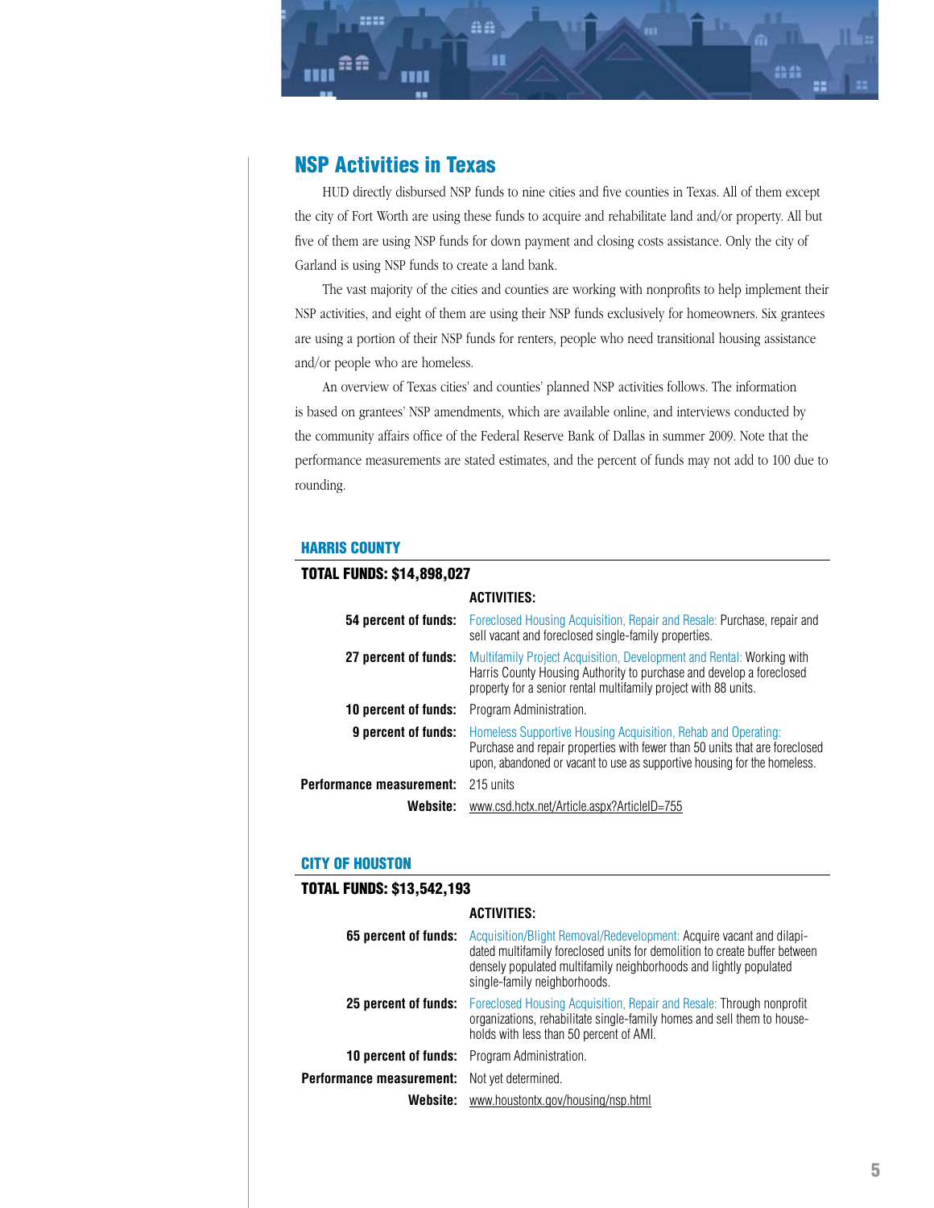## NSP Activities in Texas

HUD directly disbursed NSP funds to nine cities and five counties in Texas. All of them except the city of Fort Worth are using these funds to acquire and rehabilitate land and/or property. All but five of them are using NSP funds for down payment and closing costs assistance. Only the city of Garland is using NSP funds to create a land bank.

The vast majority of the cities and counties are working with nonprofits to help implement their NSP activities, and eight of them are using their NSP funds exclusively for homeowners. Six grantees are using a portion of their NSP funds for renters, people who need transitional housing assistance and/or people who are homeless.

An overview of Texas cities' and counties' planned NSP activities follows. The information is based on grantees' NSP amendments, which are available online, and interviews conducted by the community affairs office of the Federal Reserve Bank of Dallas in summer 2009. Note that the performance measurements are stated estimates, and the percent of funds may not add to 100 due to rounding.

### HARRIS COUNTY

**TOTAL FUNDS: $14,898,027**

| | **ACTIVITIES:** |
|---|---|
| **54 percent of funds:** | Foreclosed Housing Acquisition, Repair and Resale: Purchase, repair and sell vacant and foreclosed single-family properties. |
| **27 percent of funds:** | Multifamily Project Acquisition, Development and Rental: Working with Harris County Housing Authority to purchase and develop a foreclosed property for a senior rental multifamily project with 88 units. |
| **10 percent of funds:** | Program Administration. |
| **9 percent of funds:** | Homeless Supportive Housing Acquisition, Rehab and Operating: Purchase and repair properties with fewer than 50 units that are foreclosed upon, abandoned or vacant to use as supportive housing for the homeless. |
| **Performance measurement:** | 215 units |
| **Website:** | www.csd.hctx.net/Article.aspx?ArticleID=755 |

### CITY OF HOUSTON

**TOTAL FUNDS: $13,542,193**

| | **ACTIVITIES:** |
|---|---|
| **65 percent of funds:** | Acquisition/Blight Removal/Redevelopment: Acquire vacant and dilapidated multifamily foreclosed units for demolition to create buffer between densely populated multifamily neighborhoods and lightly populated single-family neighborhoods. |
| **25 percent of funds:** | Foreclosed Housing Acquisition, Repair and Resale: Through nonprofit organizations, rehabilitate single-family homes and sell them to households with less than 50 percent of AMI. |
| **10 percent of funds:** | Program Administration. |
| **Performance measurement:** | Not yet determined. |
| **Website:** | www.houstontx.gov/housing/nsp.html |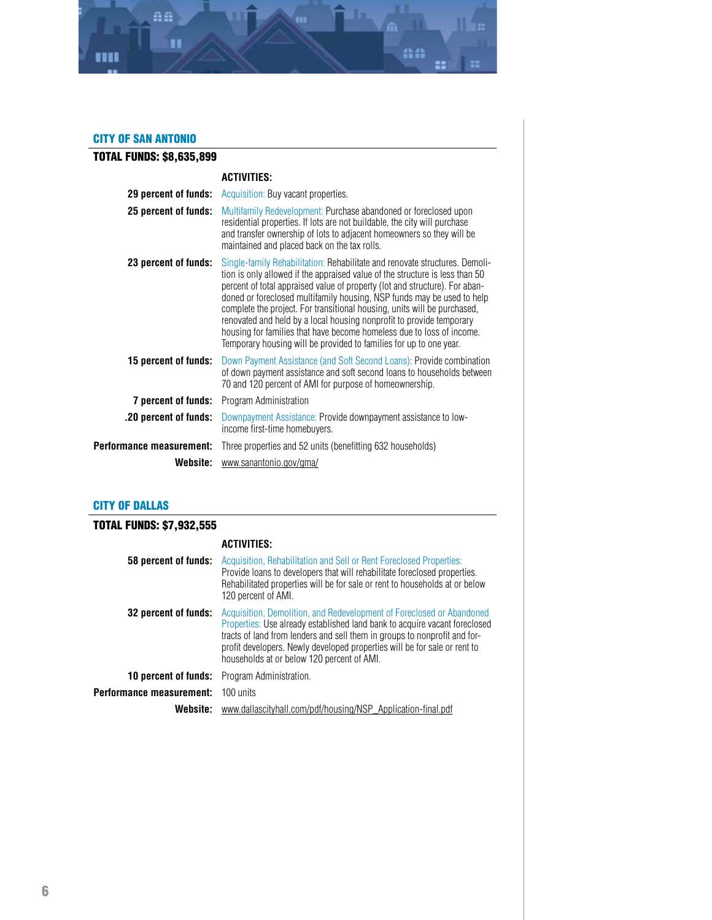## CITY OF SAN ANTONIO

**TOTAL FUNDS: $8,635,899**

| | ACTIVITIES: |
|---|---|
| **29 percent of funds:** | Acquisition: Buy vacant properties. |
| **25 percent of funds:** | Multifamily Redevelopment: Purchase abandoned or foreclosed upon residential properties. If lots are not buildable, the city will purchase and transfer ownership of lots to adjacent homeowners so they will be maintained and placed back on the tax rolls. |
| **23 percent of funds:** | Single-family Rehabilitation: Rehabilitate and renovate structures. Demolition is only allowed if the appraised value of the structure is less than 50 percent of total appraised value of property (lot and structure). For abandoned or foreclosed multifamily housing, NSP funds may be used to help complete the project. For transitional housing, units will be purchased, renovated and held by a local housing nonprofit to provide temporary housing for families that have become homeless due to loss of income. Temporary housing will be provided to families for up to one year. |
| **15 percent of funds:** | Down Payment Assistance (and Soft Second Loans): Provide combination of down payment assistance and soft second loans to households between 70 and 120 percent of AMI for purpose of homeownership. |
| **7 percent of funds:** | Program Administration |
| **.20 percent of funds:** | Downpayment Assistance: Provide downpayment assistance to low-income first-time homebuyers. |
| **Performance measurement:** | Three properties and 52 units (benefitting 632 households) |
| **Website:** | www.sanantonio.gov/gma/ |

## CITY OF DALLAS

**TOTAL FUNDS: $7,932,555**

| | ACTIVITIES: |
|---|---|
| **58 percent of funds:** | Acquisition, Rehabilitation and Sell or Rent Foreclosed Properties: Provide loans to developers that will rehabilitate foreclosed properties. Rehabilitated properties will be for sale or rent to households at or below 120 percent of AMI. |
| **32 percent of funds:** | Acquisition, Demolition, and Redevelopment of Foreclosed or Abandoned Properties: Use already established land bank to acquire vacant foreclosed tracts of land from lenders and sell them in groups to nonprofit and for-profit developers. Newly developed properties will be for sale or rent to households at or below 120 percent of AMI. |
| **10 percent of funds:** | Program Administration. |
| **Performance measurement:** | 100 units |
| **Website:** | www.dallascityhall.com/pdf/housing/NSP_Application-final.pdf |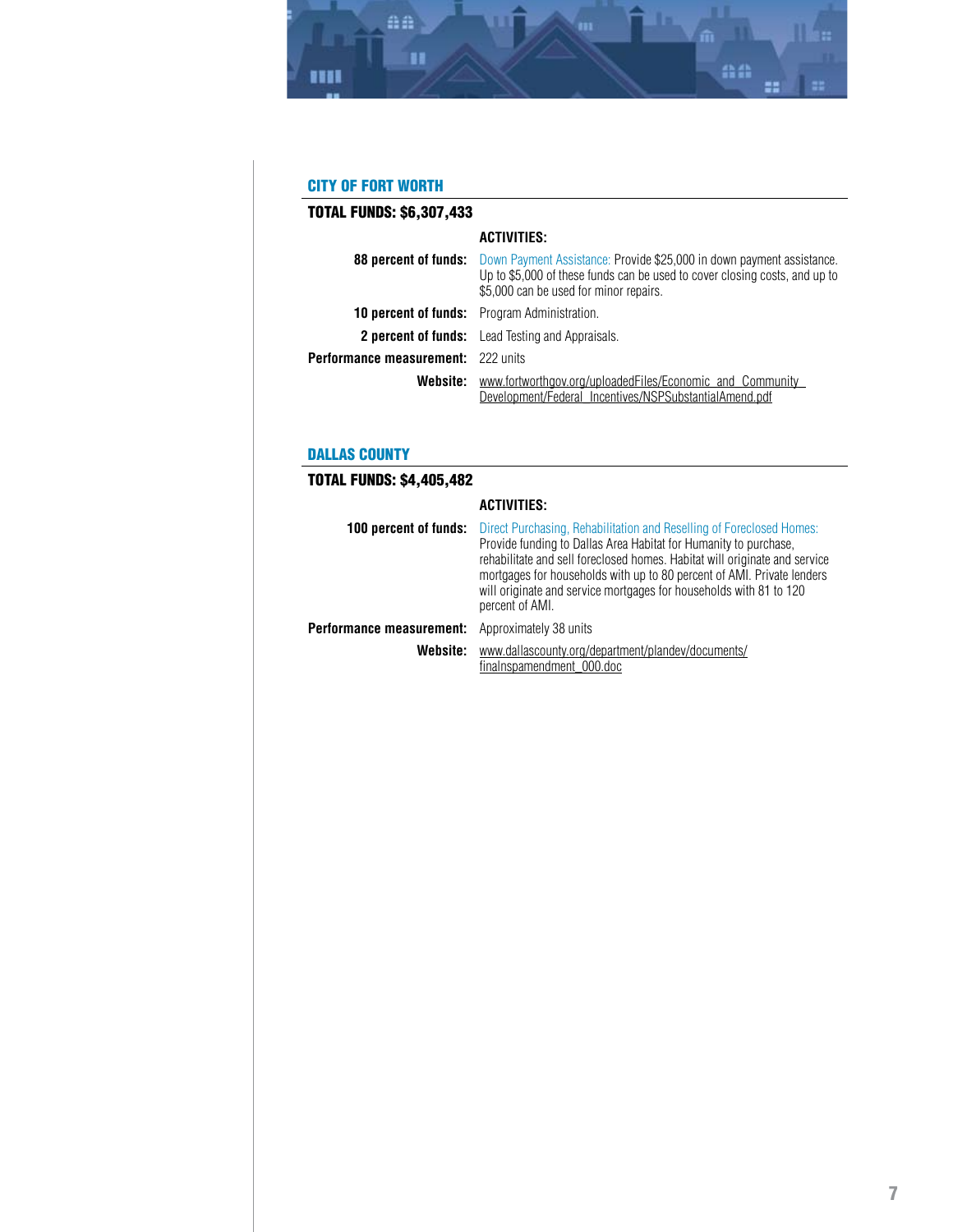## CITY OF FORT WORTH

**TOTAL FUNDS: $6,307,433**

| | ACTIVITIES: |
|---|---|
| **88 percent of funds:** | Down Payment Assistance: Provide $25,000 in down payment assistance. Up to $5,000 of these funds can be used to cover closing costs, and up to $5,000 can be used for minor repairs. |
| **10 percent of funds:** | Program Administration. |
| **2 percent of funds:** | Lead Testing and Appraisals. |
| **Performance measurement:** | 222 units |
| **Website:** | www.fortworthgov.org/uploadedFiles/Economic_and_Community_Development/Federal_Incentives/NSPSubstantialAmend.pdf |

## DALLAS COUNTY

**TOTAL FUNDS: $4,405,482**

| | ACTIVITIES: |
|---|---|
| **100 percent of funds:** | Direct Purchasing, Rehabilitation and Reselling of Foreclosed Homes: Provide funding to Dallas Area Habitat for Humanity to purchase, rehabilitate and sell foreclosed homes. Habitat will originate and service mortgages for households with up to 80 percent of AMI. Private lenders will originate and service mortgages for households with 81 to 120 percent of AMI. |
| **Performance measurement:** | Approximately 38 units |
| **Website:** | www.dallascounty.org/department/plandev/documents/finalnspamendment_000.doc |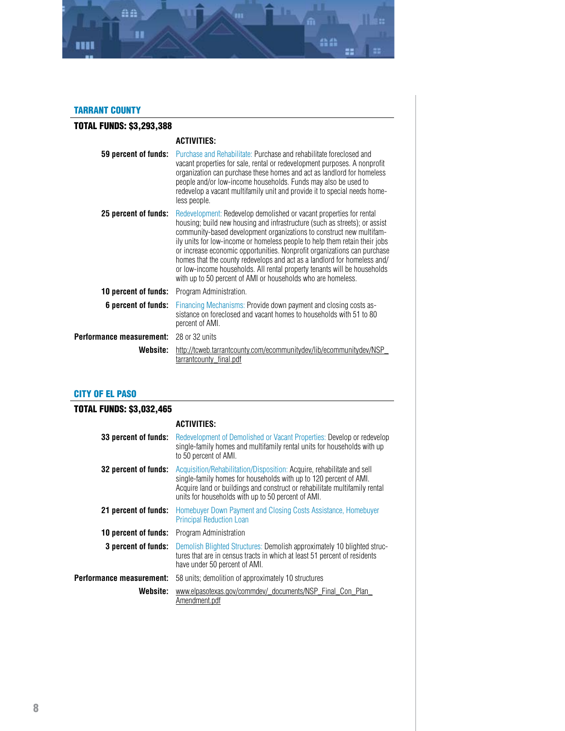## TARRANT COUNTY

**TOTAL FUNDS: $3,293,388**

| | ACTIVITIES: |
|---|---|
| **59 percent of funds:** | Purchase and Rehabilitate: Purchase and rehabilitate foreclosed and vacant properties for sale, rental or redevelopment purposes. A nonprofit organization can purchase these homes and act as landlord for homeless people and/or low-income households. Funds may also be used to redevelop a vacant multifamily unit and provide it to special needs homeless people. |
| **25 percent of funds:** | Redevelopment: Redevelop demolished or vacant properties for rental housing; build new housing and infrastructure (such as streets); or assist community-based development organizations to construct new multifamily units for low-income or homeless people to help them retain their jobs or increase economic opportunities. Nonprofit organizations can purchase homes that the county redevelops and act as a landlord for homeless and/or low-income households. All rental property tenants will be households with up to 50 percent of AMI or households who are homeless. |
| **10 percent of funds:** | Program Administration. |
| **6 percent of funds:** | Financing Mechanisms: Provide down payment and closing costs assistance on foreclosed and vacant homes to households with 51 to 80 percent of AMI. |
| **Performance measurement:** | 28 or 32 units |
| **Website:** | http://tcweb.tarrantcounty.com/ecommunitydev/lib/ecommunitydev/NSP_tarrantcounty_final.pdf |

## CITY OF EL PASO

**TOTAL FUNDS: $3,032,465**

| | ACTIVITIES: |
|---|---|
| **33 percent of funds:** | Redevelopment of Demolished or Vacant Properties: Develop or redevelop single-family homes and multifamily rental units for households with up to 50 percent of AMI. |
| **32 percent of funds:** | Acquisition/Rehabilitation/Disposition: Acquire, rehabilitate and sell single-family homes for households with up to 120 percent of AMI. Acquire land or buildings and construct or rehabilitate multifamily rental units for households with up to 50 percent of AMI. |
| **21 percent of funds:** | Homebuyer Down Payment and Closing Costs Assistance, Homebuyer Principal Reduction Loan |
| **10 percent of funds:** | Program Administration |
| **3 percent of funds:** | Demolish Blighted Structures: Demolish approximately 10 blighted structures that are in census tracts in which at least 51 percent of residents have under 50 percent of AMI. |
| **Performance measurement:** | 58 units; demolition of approximately 10 structures |
| **Website:** | www.elpasotexas.gov/commdev/_documents/NSP_Final_Con_Plan_Amendment.pdf |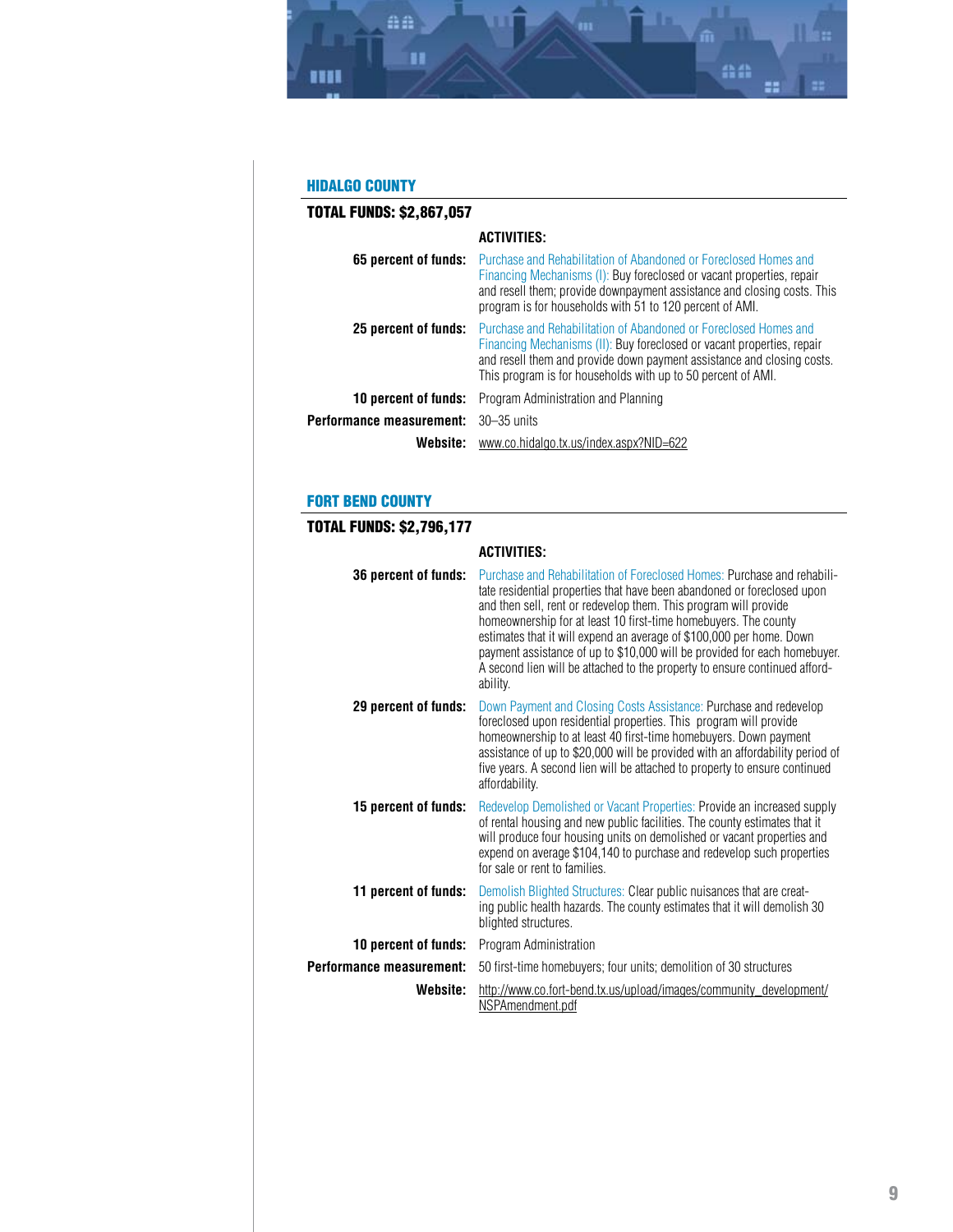## HIDALGO COUNTY

### TOTAL FUNDS: $2,867,057

**ACTIVITIES:**

**65 percent of funds:** Purchase and Rehabilitation of Abandoned or Foreclosed Homes and Financing Mechanisms (I): Buy foreclosed or vacant properties, repair and resell them; provide downpayment assistance and closing costs. This program is for households with 51 to 120 percent of AMI.

**25 percent of funds:** Purchase and Rehabilitation of Abandoned or Foreclosed Homes and Financing Mechanisms (II): Buy foreclosed or vacant properties, repair and resell them and provide down payment assistance and closing costs. This program is for households with up to 50 percent of AMI.

**10 percent of funds:** Program Administration and Planning

**Performance measurement:** 30–35 units

**Website:** www.co.hidalgo.tx.us/index.aspx?NID=622

## FORT BEND COUNTY

### TOTAL FUNDS: $2,796,177

**ACTIVITIES:**

**36 percent of funds:** Purchase and Rehabilitation of Foreclosed Homes: Purchase and rehabilitate residential properties that have been abandoned or foreclosed upon and then sell, rent or redevelop them. This program will provide homeownership for at least 10 first-time homebuyers. The county estimates that it will expend an average of $100,000 per home. Down payment assistance of up to $10,000 will be provided for each homebuyer. A second lien will be attached to the property to ensure continued affordability.

**29 percent of funds:** Down Payment and Closing Costs Assistance: Purchase and redevelop foreclosed upon residential properties. This program will provide homeownership to at least 40 first-time homebuyers. Down payment assistance of up to $20,000 will be provided with an affordability period of five years. A second lien will be attached to property to ensure continued affordability.

**15 percent of funds:** Redevelop Demolished or Vacant Properties: Provide an increased supply of rental housing and new public facilities. The county estimates that it will produce four housing units on demolished or vacant properties and expend on average $104,140 to purchase and redevelop such properties for sale or rent to families.

**11 percent of funds:** Demolish Blighted Structures: Clear public nuisances that are creating public health hazards. The county estimates that it will demolish 30 blighted structures.

**10 percent of funds:** Program Administration

**Performance measurement:** 50 first-time homebuyers; four units; demolition of 30 structures

**Website:** http://www.co.fort-bend.tx.us/upload/images/community_development/NSPAmendment.pdf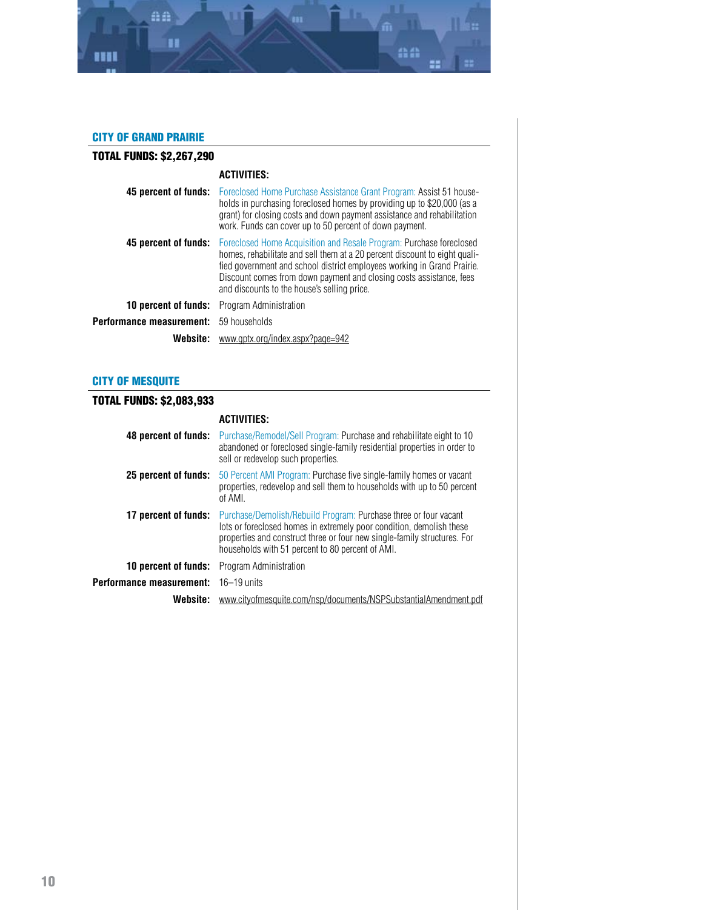## CITY OF GRAND PRAIRIE

**TOTAL FUNDS: $2,267,290**

**ACTIVITIES:**

**45 percent of funds:** Foreclosed Home Purchase Assistance Grant Program: Assist 51 households in purchasing foreclosed homes by providing up to $20,000 (as a grant) for closing costs and down payment assistance and rehabilitation work. Funds can cover up to 50 percent of down payment.

**45 percent of funds:** Foreclosed Home Acquisition and Resale Program: Purchase foreclosed homes, rehabilitate and sell them at a 20 percent discount to eight qualified government and school district employees working in Grand Prairie. Discount comes from down payment and closing costs assistance, fees and discounts to the house's selling price.

**10 percent of funds:** Program Administration

**Performance measurement:** 59 households

**Website:** www.gptx.org/index.aspx?page=942

## CITY OF MESQUITE

**TOTAL FUNDS: $2,083,933**

**ACTIVITIES:**

**48 percent of funds:** Purchase/Remodel/Sell Program: Purchase and rehabilitate eight to 10 abandoned or foreclosed single-family residential properties in order to sell or redevelop such properties.

**25 percent of funds:** 50 Percent AMI Program: Purchase five single-family homes or vacant properties, redevelop and sell them to households with up to 50 percent of AMI.

**17 percent of funds:** Purchase/Demolish/Rebuild Program: Purchase three or four vacant lots or foreclosed homes in extremely poor condition, demolish these properties and construct three or four new single-family structures. For households with 51 percent to 80 percent of AMI.

**10 percent of funds:** Program Administration

**Performance measurement:** 16–19 units

**Website:** www.cityofmesquite.com/nsp/documents/NSPSubstantialAmendment.pdf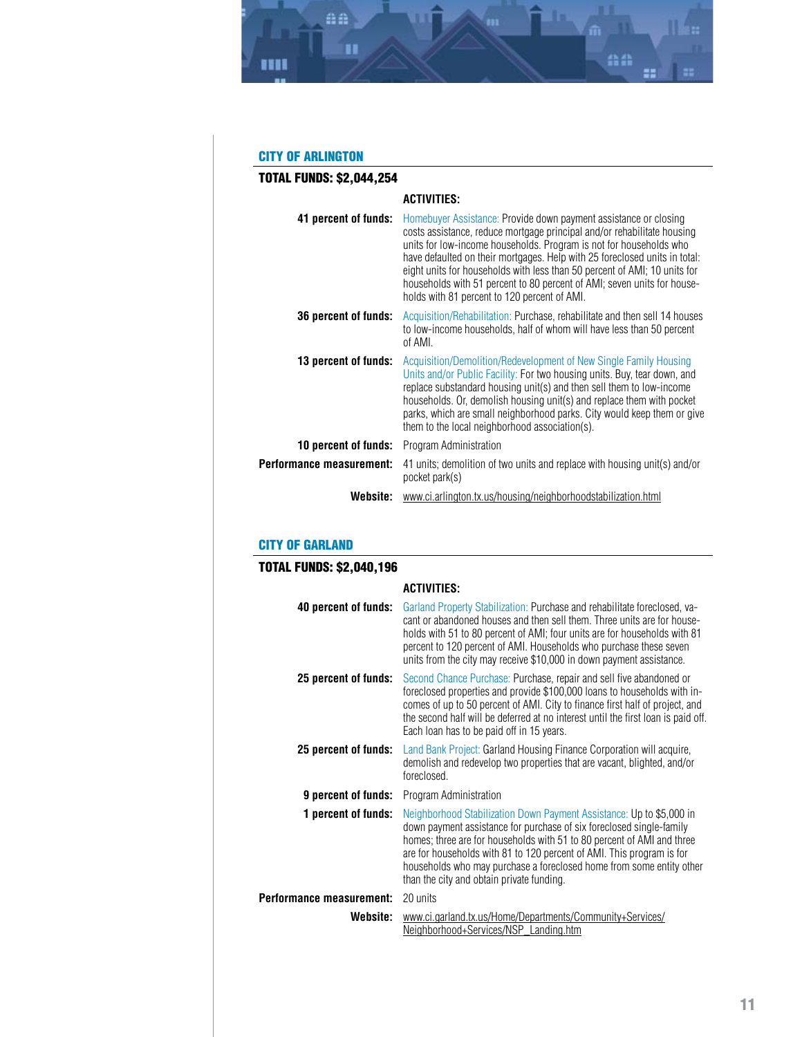## CITY OF ARLINGTON

### TOTAL FUNDS: $2,044,254

**ACTIVITIES:**

**41 percent of funds:** Homebuyer Assistance: Provide down payment assistance or closing costs assistance, reduce mortgage principal and/or rehabilitate housing units for low-income households. Program is not for households who have defaulted on their mortgages. Help with 25 foreclosed units in total: eight units for households with less than 50 percent of AMI; 10 units for households with 51 percent to 80 percent of AMI; seven units for households with 81 percent to 120 percent of AMI.

**36 percent of funds:** Acquisition/Rehabilitation: Purchase, rehabilitate and then sell 14 houses to low-income households, half of whom will have less than 50 percent of AMI.

**13 percent of funds:** Acquisition/Demolition/Redevelopment of New Single Family Housing Units and/or Public Facility: For two housing units. Buy, tear down, and replace substandard housing unit(s) and then sell them to low-income households. Or, demolish housing unit(s) and replace them with pocket parks, which are small neighborhood parks. City would keep them or give them to the local neighborhood association(s).

**10 percent of funds:** Program Administration

**Performance measurement:** 41 units; demolition of two units and replace with housing unit(s) and/or pocket park(s)

**Website:** www.ci.arlington.tx.us/housing/neighborhoodstabilization.html

## CITY OF GARLAND

### TOTAL FUNDS: $2,040,196

**ACTIVITIES:**

**40 percent of funds:** Garland Property Stabilization: Purchase and rehabilitate foreclosed, vacant or abandoned houses and then sell them. Three units are for households with 51 to 80 percent of AMI; four units are for households with 81 percent to 120 percent of AMI. Households who purchase these seven units from the city may receive $10,000 in down payment assistance.

**25 percent of funds:** Second Chance Purchase: Purchase, repair and sell five abandoned or foreclosed properties and provide $100,000 loans to households with incomes of up to 50 percent of AMI. City to finance first half of project, and the second half will be deferred at no interest until the first loan is paid off. Each loan has to be paid off in 15 years.

**25 percent of funds:** Land Bank Project: Garland Housing Finance Corporation will acquire, demolish and redevelop two properties that are vacant, blighted, and/or foreclosed.

**9 percent of funds:** Program Administration

**1 percent of funds:** Neighborhood Stabilization Down Payment Assistance: Up to $5,000 in down payment assistance for purchase of six foreclosed single-family homes; three are for households with 51 to 80 percent of AMI and three are for households with 81 to 120 percent of AMI. This program is for households who may purchase a foreclosed home from some entity other than the city and obtain private funding.

**Performance measurement:** 20 units

**Website:** www.ci.garland.tx.us/Home/Departments/Community+Services/Neighborhood+Services/NSP_Landing.htm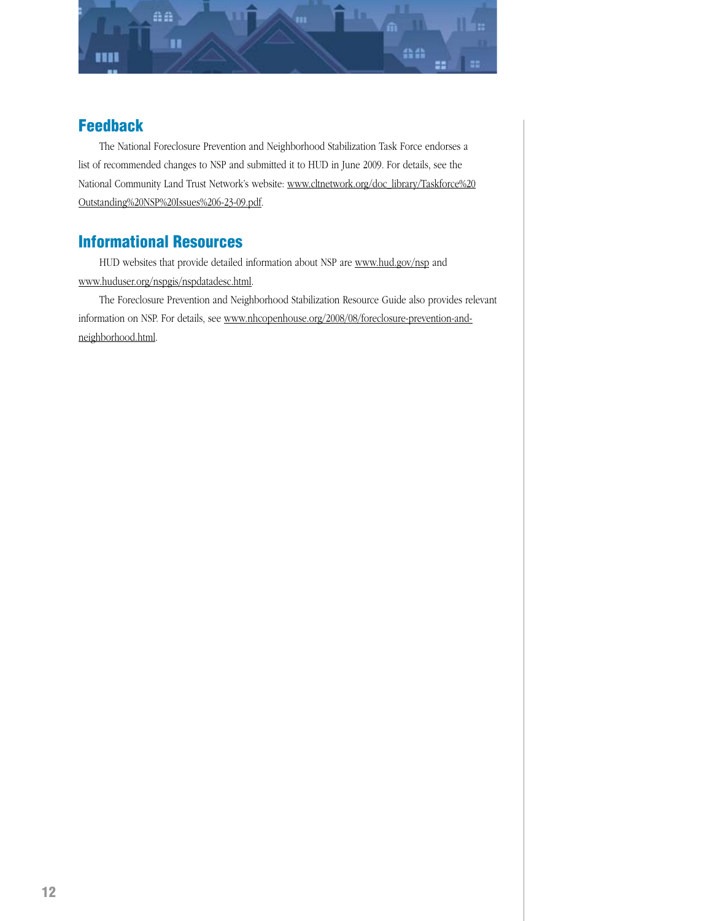## Feedback

The National Foreclosure Prevention and Neighborhood Stabilization Task Force endorses a list of recommended changes to NSP and submitted it to HUD in June 2009. For details, see the National Community Land Trust Network's website: www.cltnetwork.org/doc_library/Taskforce%20Outstanding%20NSP%20Issues%206-23-09.pdf.

## Informational Resources

HUD websites that provide detailed information about NSP are www.hud.gov/nsp and www.huduser.org/nspgis/nspdatadesc.html.

The Foreclosure Prevention and Neighborhood Stabilization Resource Guide also provides relevant information on NSP. For details, see www.nhcopenhouse.org/2008/08/foreclosure-prevention-and-neighborhood.html.